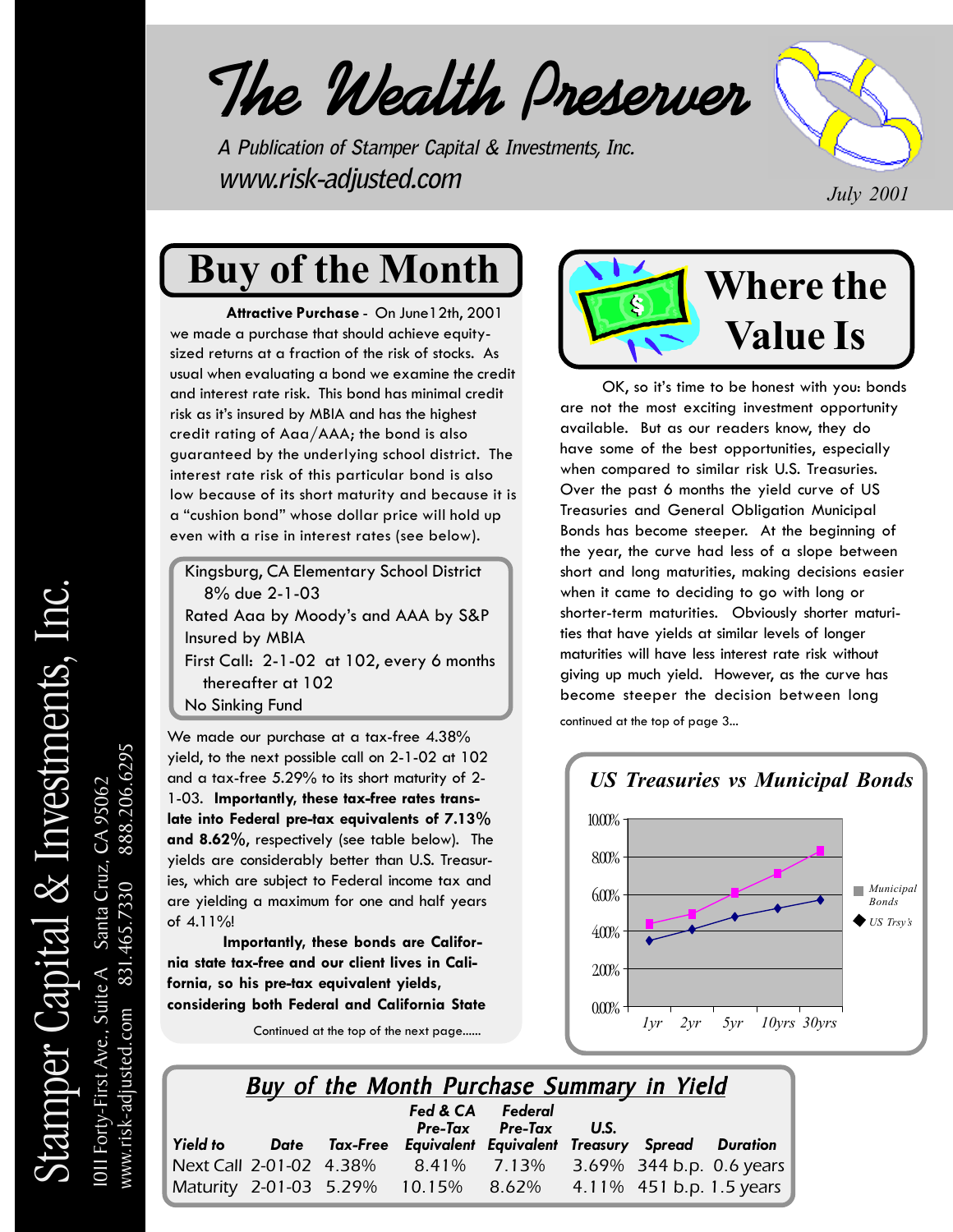# The Wealth Preserver

*A Publication of Stamper Capital & Investments, Inc.*
*www.risk-adjusted.com*

*July 2001*

Stamper Capital & Investments, Inc.
1011 Forty-First Ave., Suite A  Santa Cruz, CA 95062
www.risk-adjusted.com  831.465.7330  888.206.6295

## Buy of the Month

**Attractive Purchase** - On June12th, 2001 we made a purchase that should achieve equity-sized returns at a fraction of the risk of stocks. As usual when evaluating a bond we examine the credit and interest rate risk. This bond has minimal credit risk as it's insured by MBIA and has the highest credit rating of Aaa/AAA; the bond is also guaranteed by the underlying school district. The interest rate risk of this particular bond is also low because of its short maturity and because it is a "cushion bond" whose dollar price will hold up even with a rise in interest rates (see below).

Kingsburg, CA Elementary School District
8% due 2-1-03
Rated Aaa by Moody's and AAA by S&P
Insured by MBIA
First Call: 2-1-02 at 102, every 6 months thereafter at 102
No Sinking Fund

We made our purchase at a tax-free 4.38% yield, to the next possible call on 2-1-02 at 102 and a tax-free 5.29% to its short maturity of 2-1-03. **Importantly, these tax-free rates translate into Federal pre-tax equivalents of 7.13% and 8.62%**, respectively (see table below). The yields are considerably better than U.S. Treasuries, which are subject to Federal income tax and are yielding a maximum for one and half years of 4.11%!

**Importantly, these bonds are California state tax-free and our client lives in California, so his pre-tax equivalent yields, considering both Federal and California State**

Continued at the top of the next page......

## Where the Value Is

OK, so it's time to be honest with you: bonds are not the most exciting investment opportunity available. But as our readers know, they do have some of the best opportunities, especially when compared to similar risk U.S. Treasuries. Over the past 6 months the yield curve of US Treasuries and General Obligation Municipal Bonds has become steeper. At the beginning of the year, the curve had less of a slope between short and long maturities, making decisions easier when it came to deciding to go with long or shorter-term maturities. Obviously shorter maturities that have yields at similar levels of longer maturities will have less interest rate risk without giving up much yield. However, as the curve has become steeper the decision between long

continued at the top of page 3...

*US Treasuries vs Municipal Bonds*

| | 1yr | 2yr | 5yr | 10yrs | 30yrs |
|---|---|---|---|---|---|
| Municipal Bonds | ~4.4% | ~4.9% | ~6.1% | ~7.1% | ~8.4% |
| US Trsy's | ~3.5% | ~4.1% | ~4.8% | ~5.2% | ~5.7% |

## Buy of the Month Purchase Summary in Yield

| Yield to | Date | Tax-Free | Fed & CA Pre-Tax Equivalent | Federal Pre-Tax Equivalent | U.S. Treasury | Spread | Duration |
|---|---|---|---|---|---|---|---|
| Next Call | 2-01-02 | 4.38% | 8.41% | 7.13% | 3.69% | 344 b.p. | 0.6 years |
| Maturity | 2-01-03 | 5.29% | 10.15% | 8.62% | 4.11% | 451 b.p. | 1.5 years |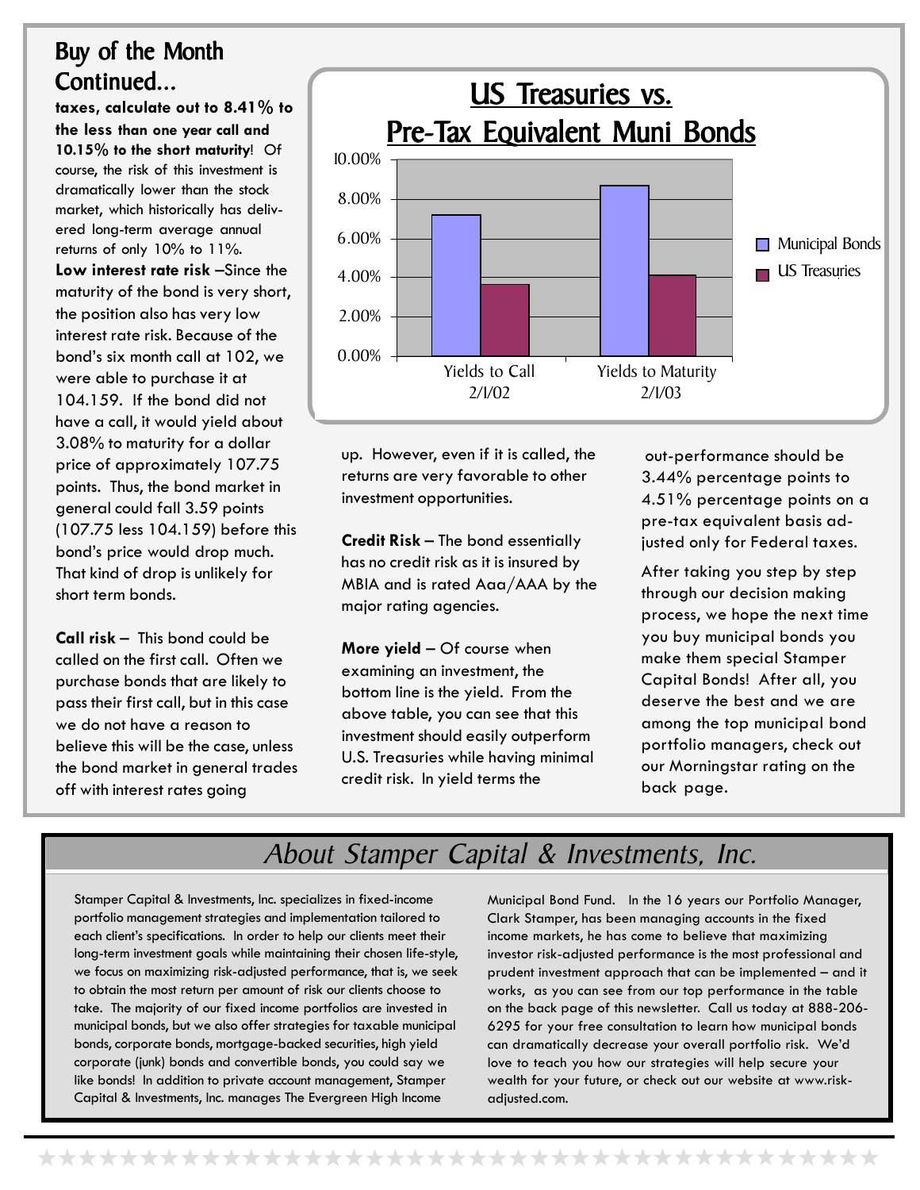## Buy of the Month Continued...

**taxes, calculate out to 8.41% to the less than one year call and 10.15% to the short maturity**! Of course, the risk of this investment is dramatically lower than the stock market, which historically has delivered long-term average annual returns of only 10% to 11%.

**Low interest rate risk** –Since the maturity of the bond is very short, the position also has very low interest rate risk. Because of the bond's six month call at 102, we were able to purchase it at 104.159. If the bond did not have a call, it would yield about 3.08% to maturity for a dollar price of approximately 107.75 points. Thus, the bond market in general could fall 3.59 points (107.75 less 104.159) before this bond's price would drop much. That kind of drop is unlikely for short term bonds.

**Call risk** – This bond could be called on the first call. Often we purchase bonds that are likely to pass their first call, but in this case we do not have a reason to believe this will be the case, unless the bond market in general trades off with interest rates going up. However, even if it is called, the returns are very favorable to other investment opportunities.

**US Treasuries vs. Pre-Tax Equivalent Muni Bonds**

(Bar chart: Municipal Bonds vs. US Treasuries; y-axis 0.00% to 10.00%; categories: Yields to Call 2/1/02, Yields to Maturity 2/1/03)

**Credit Risk** – The bond essentially has no credit risk as it is insured by MBIA and is rated Aaa/AAA by the major rating agencies.

**More yield** – Of course when examining an investment, the bottom line is the yield. From the above table, you can see that this investment should easily outperform U.S. Treasuries while having minimal credit risk. In yield terms the out-performance should be 3.44% percentage points to 4.51% percentage points on a pre-tax equivalent basis adjusted only for Federal taxes.

After taking you step by step through our decision making process, we hope the next time you buy municipal bonds you make them special Stamper Capital Bonds! After all, you deserve the best and we are among the top municipal bond portfolio managers, check out our Morningstar rating on the back page.

## *About Stamper Capital & Investments, Inc.*

Stamper Capital & Investments, Inc. specializes in fixed-income portfolio management strategies and implementation tailored to each client's specifications. In order to help our clients meet their long-term investment goals while maintaining their chosen life-style, we focus on maximizing risk-adjusted performance, that is, we seek to obtain the most return per amount of risk our clients choose to take. The majority of our fixed income portfolios are invested in municipal bonds, but we also offer strategies for taxable municipal bonds, corporate bonds, mortgage-backed securities, high yield corporate (junk) bonds and convertible bonds, you could say we like bonds! In addition to private account management, Stamper Capital & Investments, Inc. manages The Evergreen High Income Municipal Bond Fund. In the 16 years our Portfolio Manager, Clark Stamper, has been managing accounts in the fixed income markets, he has come to believe that maximizing investor risk-adjusted performance is the most professional and prudent investment approach that can be implemented – and it works, as you can see from our top performance in the table on the back page of this newsletter. Call us today at 888-206-6295 for your free consultation to learn how municipal bonds can dramatically decrease your overall portfolio risk. We'd love to teach you how our strategies will help secure your wealth for your future, or check out our website at www.risk-adjusted.com.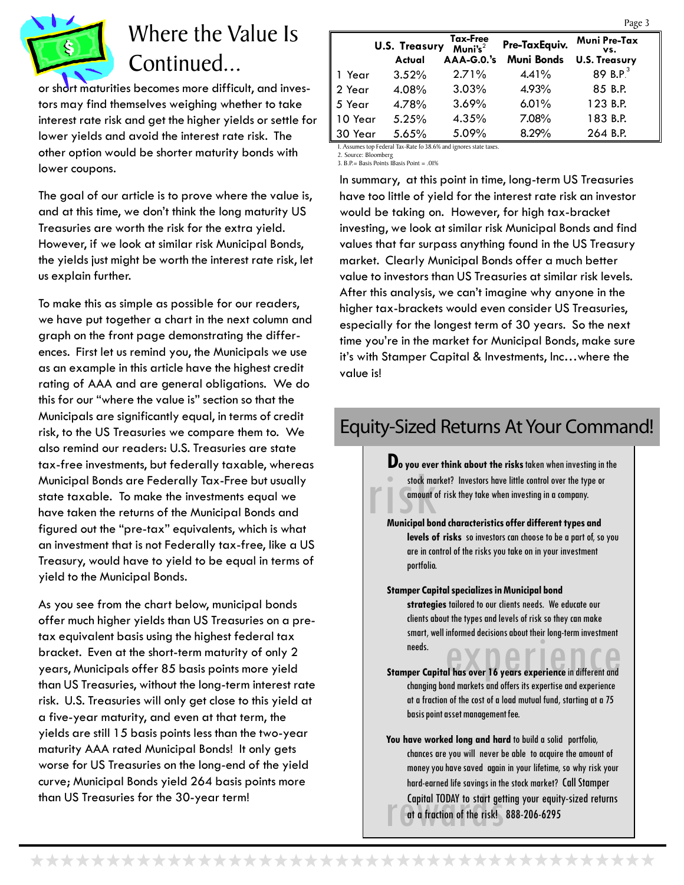# Where the Value Is Continued...

or short maturities becomes more difficult, and investors may find themselves weighing whether to take interest rate risk and get the higher yields or settle for lower yields and avoid the interest rate risk. The other option would be shorter maturity bonds with lower coupons.

The goal of our article is to prove where the value is, and at this time, we don't think the long maturity US Treasuries are worth the risk for the extra yield. However, if we look at similar risk Municipal Bonds, the yields just might be worth the interest rate risk, let us explain further.

To make this as simple as possible for our readers, we have put together a chart in the next column and graph on the front page demonstrating the differences. First let us remind you, the Municipals we use as an example in this article have the highest credit rating of AAA and are general obligations. We do this for our "where the value is" section so that the Municipals are significantly equal, in terms of credit risk, to the US Treasuries we compare them to. We also remind our readers: U.S. Treasuries are state tax-free investments, but federally taxable, whereas Municipal Bonds are Federally Tax-Free but usually state taxable. To make the investments equal we have taken the returns of the Municipal Bonds and figured out the "pre-tax" equivalents, which is what an investment that is not Federally tax-free, like a US Treasury, would have to yield to be equal in terms of yield to the Municipal Bonds.

As you see from the chart below, municipal bonds offer much higher yields than US Treasuries on a pre-tax equivalent basis using the highest federal tax bracket. Even at the short-term maturity of only 2 years, Municipals offer 85 basis points more yield than US Treasuries, without the long-term interest rate risk. U.S. Treasuries will only get close to this yield at a five-year maturity, and even at that term, the yields are still 15 basis points less than the two-year maturity AAA rated Municipal Bonds! It only gets worse for US Treasuries on the long-end of the yield curve; Municipal Bonds yield 264 basis points more than US Treasuries for the 30-year term!

| | U.S. Treasury Actual | Tax-Free Muni's[2] AAA-G.O.'s | Pre-TaxEquiv. Muni Bonds | Muni Pre-Tax vs. U.S. Treasury |
|---|---|---|---|---|
| 1 Year | 3.52% | 2.71% | 4.41% | 89 B.P.[3] |
| 2 Year | 4.08% | 3.03% | 4.93% | 85 B.P. |
| 5 Year | 4.78% | 3.69% | 6.01% | 123 B.P. |
| 10 Year | 5.25% | 4.35% | 7.08% | 183 B.P. |
| 30 Year | 5.65% | 5.09% | 8.29% | 264 B.P. |

1. Assumes top Federal Tax-Rate fo 38.6% and ignores state taxes.
2. Source: Bloomberg
3. B.P.= Basis Points lBasis Point = .01%

In summary, at this point in time, long-term US Treasuries have too little of yield for the interest rate risk an investor would be taking on. However, for high tax-bracket investing, we look at similar risk Municipal Bonds and find values that far surpass anything found in the US Treasury market. Clearly Municipal Bonds offer a much better value to investors than US Treasuries at similar risk levels. After this analysis, we can't imagine why anyone in the higher tax-brackets would even consider US Treasuries, especially for the longest term of 30 years. So the next time you're in the market for Municipal Bonds, make sure it's with Stamper Capital & Investments, Inc…where the value is!

## Equity-Sized Returns At Your Command!

**Do you ever think about the risks** taken when investing in the stock market? Investors have little control over the type or amount of risk they take when investing in a company.

**Municipal bond characteristics offer different types and levels of risks** so investors can choose to be a part of, so you are in control of the risks you take on in your investment portfolio.

**Stamper Capital specializes in Municipal bond strategies** tailored to our clients needs. We educate our clients about the types and levels of risk so they can make smart, well informed decisions about their long-term investment needs.

**Stamper Capital has over 16 years experience** in different and changing bond markets and offers its expertise and experience at a fraction of the cost of a load mutual fund, starting at a 75 basis point asset management fee.

**You have worked long and hard** to build a solid portfolio, chances are you will never be able to acquire the amount of money you have saved again in your lifetime, so why risk your hard-earned life savings in the stock market? Call Stamper Capital TODAY to start getting your equity-sized returns at a fraction of the risk! 888-206-6295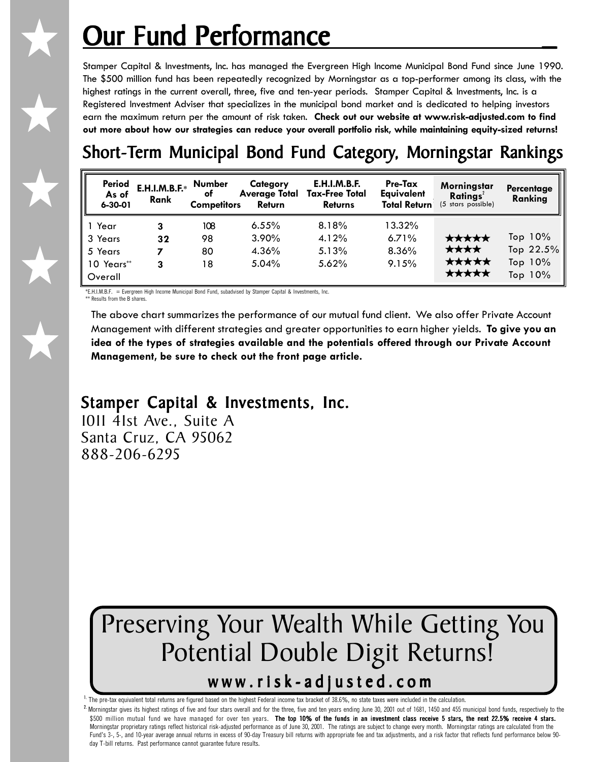# Our Fund Performance

Stamper Capital & Investments, Inc. has managed the Evergreen High Income Municipal Bond Fund since June 1990. The $500 million fund has been repeatedly recognized by Morningstar as a top-performer among its class, with the highest ratings in the current overall, three, five and ten-year periods. Stamper Capital & Investments, Inc. is a Registered Investment Adviser that specializes in the municipal bond market and is dedicated to helping investors earn the maximum return per the amount of risk taken. **Check out our website at www.risk-adjusted.com to find out more about how our strategies can reduce your overall portfolio risk, while maintaining equity-sized returns!**

## Short-Term Municipal Bond Fund Category, Morningstar Rankings

| Period As of 6-30-01 | E.H.I.M.B.F.* Rank | Number of Competitors | Category Average Total Return | E.H.I.M.B.F. Tax-Free Total Returns | Pre-Tax Equivalent Total Return[1] | Morningstar Ratings[2] (5 stars possible) | Percentage Ranking |
|---|---|---|---|---|---|---|---|
| 1 Year | 3 | 108 | 6.55% | 8.18% | 13.32% | | |
| 3 Years | 32 | 98 | 3.90% | 4.12% | 6.71% | ★★★★★ | Top 10% |
| 5 Years | 7 | 80 | 4.36% | 5.13% | 8.36% | ★★★★ | Top 22.5% |
| 10 Years** | 3 | 18 | 5.04% | 5.62% | 9.15% | ★★★★★ | Top 10% |
| Overall | | | | | | ★★★★★ | Top 10% |

*E.H.I.M.B.F. = Evergreen High Income Municipal Bond Fund, subadvised by Stamper Capital & Investments, Inc.
** Results from the B shares.

The above chart summarizes the performance of our mutual fund client. We also offer Private Account Management with different strategies and greater opportunities to earn higher yields. **To give you an idea of the types of strategies available and the potentials offered through our Private Account Management, be sure to check out the front page article.**

## Stamper Capital & Investments, Inc.

1011 41st Ave., Suite A
Santa Cruz, CA 95062
888-206-6295

# Preserving Your Wealth While Getting You Potential Double Digit Returns!

**www.risk-adjusted.com**

[1] The pre-tax equivalent total returns are figured based on the highest Federal income tax bracket of 38.6%, no state taxes were included in the calculation.

[2] Morningstar gives its highest ratings of five and four stars overall and for the three, five and ten years ending June 30, 2001 out of 1681, 1450 and 455 municipal bond funds, respectively to the $500 million mutual fund we have managed for over ten years. **The top 10% of the funds in an investment class receive 5 stars, the next 22.5% receive 4 stars.** Morningstar proprietary ratings reflect historical risk-adjusted performance as of June 30, 2001. The ratings are subject to change every month. Morningstar ratings are calculated from the Fund's 3-, 5-, and 10-year average annual returns in excess of 90-day Treasury bill returns with appropriate fee and tax adjustments, and a risk factor that reflects fund performance below 90-day T-bill returns. Past performance cannot guarantee future results.